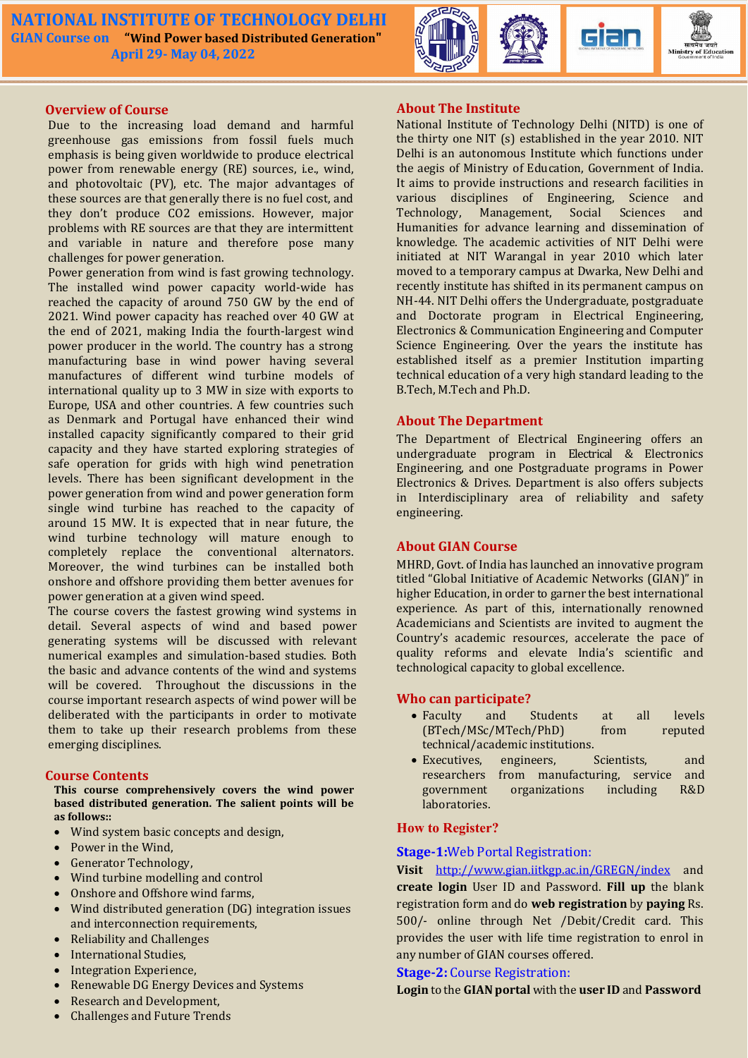# NATIONAL INSTITUTE OF TECHNOLOGY DELHI

**GIAN Course on "Wind Power based Distributed Generation"**

**April 29- May 04, 2022**

## Overview of Course

Due to the increasing load demand and harmful greenhouse gas emissions from fossil fuels much emphasis is being given worldwide to produce electrical power from renewable energy (RE) sources, i.e., wind, and photovoltaic (PV), etc. The major advantages of these sources are that generally there is no fuel cost, and they don't produce CO2 emissions. However, major problems with RE sources are that they are intermittent and variable in nature and therefore pose many challenges for power generation.

Power generation from wind is fast growing technology. The installed wind power capacity world-wide has reached the capacity of around 750 GW by the end of 2021. Wind power capacity has reached over 40 GW at the end of 2021, making India the fourth-largest wind power producer in the world. The country has a strong manufacturing base in wind power having several manufactures of different wind turbine models of international quality up to 3 MW in size with exports to Europe, USA and other countries. A few countries such as Denmark and Portugal have enhanced their wind installed capacity significantly compared to their grid capacity and they have started exploring strategies of safe operation for grids with high wind penetration levels. There has been significant development in the power generation from wind and power generation form single wind turbine has reached to the capacity of around 15 MW. It is expected that in near future, the wind turbine technology will mature enough to completely replace the conventional alternators. Moreover, the wind turbines can be installed both onshore and offshore providing them better avenues for power generation at a given wind speed.

The course covers the fastest growing wind systems in detail. Several aspects of wind and based power generating systems will be discussed with relevant numerical examples and simulation-based studies. Both the basic and advance contents of the wind and systems will be covered. Throughout the discussions in the course important research aspects of wind power will be deliberated with the participants in order to motivate them to take up their research problems from these emerging disciplines.

## Course Contents

**This course comprehensively covers the wind power based distributed generation. The salient points will be as follows::**

- Wind system basic concepts and design,
- Power in the Wind,
- Generator Technology,
- Wind turbine modelling and control
- Onshore and Offshore wind farms,
- Wind distributed generation (DG) integration issues and interconnection requirements,
- Reliability and Challenges
- International Studies,
- Integration Experience,
- Renewable DG Energy Devices and Systems
- Research and Development,
- Challenges and Future Trends

## About The Institute

National Institute of Technology Delhi (NITD) is one of the thirty one NIT (s) established in the year 2010. NIT Delhi is an autonomous Institute which functions under the aegis of Ministry of Education, Government of India. It aims to provide instructions and research facilities in various disciplines of Engineering, Science and Technology, Management, Social Sciences and Humanities for advance learning and dissemination of knowledge. The academic activities of NIT Delhi were initiated at NIT Warangal in year 2010 which later moved to a temporary campus at Dwarka, New Delhi and recently institute has shifted in its permanent campus on NH-44. NIT Delhi offers the Undergraduate, postgraduate and Doctorate program in Electrical Engineering, Electronics & Communication Engineering and Computer Science Engineering. Over the years the institute has established itself as a premier Institution imparting technical education of a very high standard leading to the B.Tech, M.Tech and Ph.D.

## About The Department

The Department of Electrical Engineering offers an undergraduate program in Electrical & Electronics Engineering, and one Postgraduate programs in Power Electronics & Drives. Department is also offers subjects in Interdisciplinary area of reliability and safety engineering.

## About GIAN Course

MHRD, Govt. of India has launched an innovative program titled "Global Initiative of Academic Networks (GIAN)" in higher Education, in order to garner the best international experience. As part of this, internationally renowned Academicians and Scientists are invited to augment the Country's academic resources, accelerate the pace of quality reforms and elevate India's scientific and technological capacity to global excellence.

## Who can participate?

- Faculty and Students at all levels (BTech/MSc/MTech/PhD) from reputed technical/academic institutions.
- Executives, engineers, Scientists, and researchers from manufacturing, service and government organizations including R&D laboratories.

## How to Register?

### Stage-1: Web Portal Registration:

**Visit** http://www.gian.iitkgp.ac.in/GREGN/index and **create login** User ID and Password. **Fill up** the blank registration form and do **web registration** by **paying** Rs. 500/- online through Net /Debit/Credit card. This provides the user with life time registration to enrol in any number of GIAN courses offered.

### Stage-2: Course Registration:

**Login** to the **GIAN portal** with the **user ID** and **Password**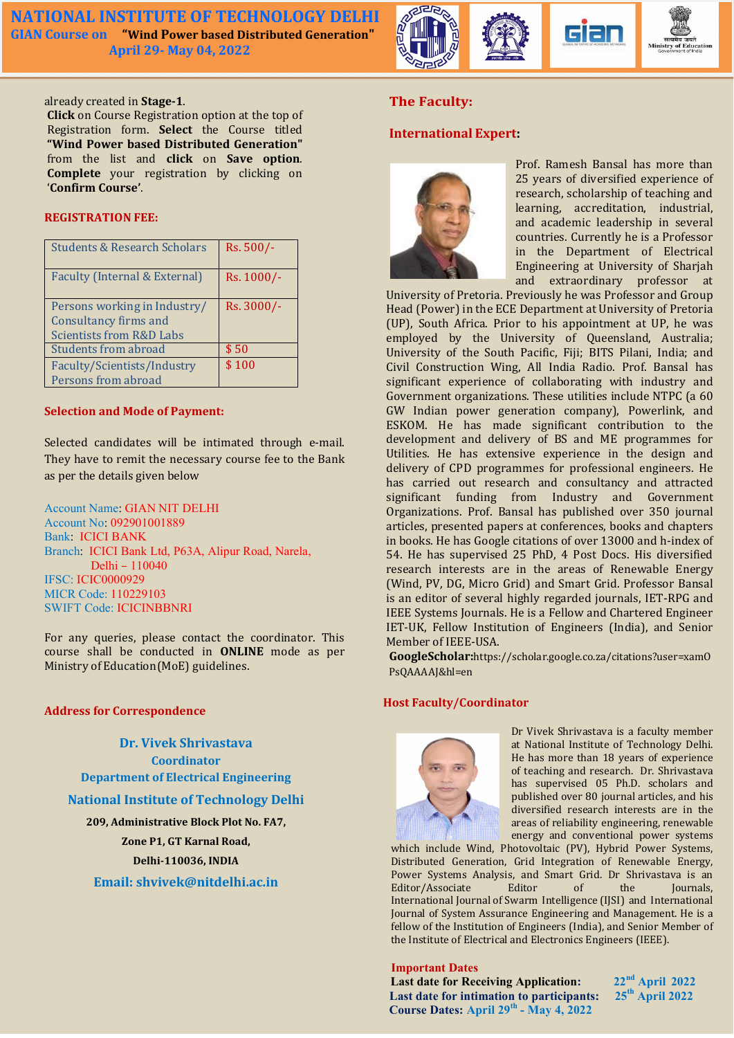already created in **Stage-1**.
**Click** on Course Registration option at the top of Registration form. **Select** the Course titled **"Wind Power based Distributed Generation"** from the list and **click** on **Save option**. **Complete** your registration by clicking on '**Confirm Course**'.

### REGISTRATION FEE:

| | |
|---|---|
| Students & Research Scholars | Rs. 500/- |
| Faculty (Internal & External) | Rs. 1000/- |
| Persons working in Industry/ Consultancy firms and Scientists from R&D Labs | Rs. 3000/- |
| Students from abroad | $ 50 |
| Faculty/Scientists/Industry Persons from abroad | $ 100 |

### Selection and Mode of Payment:

Selected candidates will be intimated through e-mail. They have to remit the necessary course fee to the Bank as per the details given below

Account Name: GIAN NIT DELHI
Account No: 092901001889
Bank: ICICI BANK
Branch: ICICI Bank Ltd, P63A, Alipur Road, Narela, Delhi – 110040
IFSC: ICIC0000929
MICR Code: 110229103
SWIFT Code: ICICINBBNRI

For any queries, please contact the coordinator. This course shall be conducted in **ONLINE** mode as per Ministry of Education(MoE) guidelines.

### Address for Correspondence

**Dr. Vivek Shrivastava**
**Coordinator**
**Department of Electrical Engineering**
**National Institute of Technology Delhi**
**209, Administrative Block Plot No. FA7,**
**Zone P1, GT Karnal Road,**
**Delhi-110036, INDIA**
**Email: shvivek@nitdelhi.ac.in**

## The Faculty:

### International Expert:

Prof. Ramesh Bansal has more than 25 years of diversified experience of research, scholarship of teaching and learning, accreditation, industrial, and academic leadership in several countries. Currently he is a Professor in the Department of Electrical Engineering at University of Sharjah and extraordinary professor at University of Pretoria. Previously he was Professor and Group Head (Power) in the ECE Department at University of Pretoria (UP), South Africa. Prior to his appointment at UP, he was employed by the University of Queensland, Australia; University of the South Pacific, Fiji; BITS Pilani, India; and Civil Construction Wing, All India Radio. Prof. Bansal has significant experience of collaborating with industry and Government organizations. These utilities include NTPC (a 60 GW Indian power generation company), Powerlink, and ESKOM. He has made significant contribution to the development and delivery of BS and ME programmes for Utilities. He has extensive experience in the design and delivery of CPD programmes for professional engineers. He has carried out research and consultancy and attracted significant funding from Industry and Government Organizations. Prof. Bansal has published over 350 journal articles, presented papers at conferences, books and chapters in books. He has Google citations of over 13000 and h-index of 54. He has supervised 25 PhD, 4 Post Docs. His diversified research interests are in the areas of Renewable Energy (Wind, PV, DG, Micro Grid) and Smart Grid. Professor Bansal is an editor of several highly regarded journals, IET-RPG and IEEE Systems Journals. He is a Fellow and Chartered Engineer IET-UK, Fellow Institution of Engineers (India), and Senior Member of IEEE-USA.

**GoogleScholar:**https://scholar.google.co.za/citations?user=xamOPsQAAAAJ&hl=en

### Host Faculty/Coordinator

Dr Vivek Shrivastava is a faculty member at National Institute of Technology Delhi. He has more than 18 years of experience of teaching and research. Dr. Shrivastava has supervised 05 Ph.D. scholars and published over 80 journal articles, and his diversified research interests are in the areas of reliability engineering, renewable energy and conventional power systems which include Wind, Photovoltaic (PV), Hybrid Power Systems, Distributed Generation, Grid Integration of Renewable Energy, Power Systems Analysis, and Smart Grid. Dr Shrivastava is an Editor/Associate Editor of the Journals, International Journal of Swarm Intelligence (IJSI) and International Journal of System Assurance Engineering and Management. He is a fellow of the Institution of Engineers (India), and Senior Member of the Institute of Electrical and Electronics Engineers (IEEE).

### Important Dates

**Last date for Receiving Application:** 22nd April 2022
**Last date for intimation to participants:** 25th April 2022
**Course Dates:** April 29th - May 4, 2022